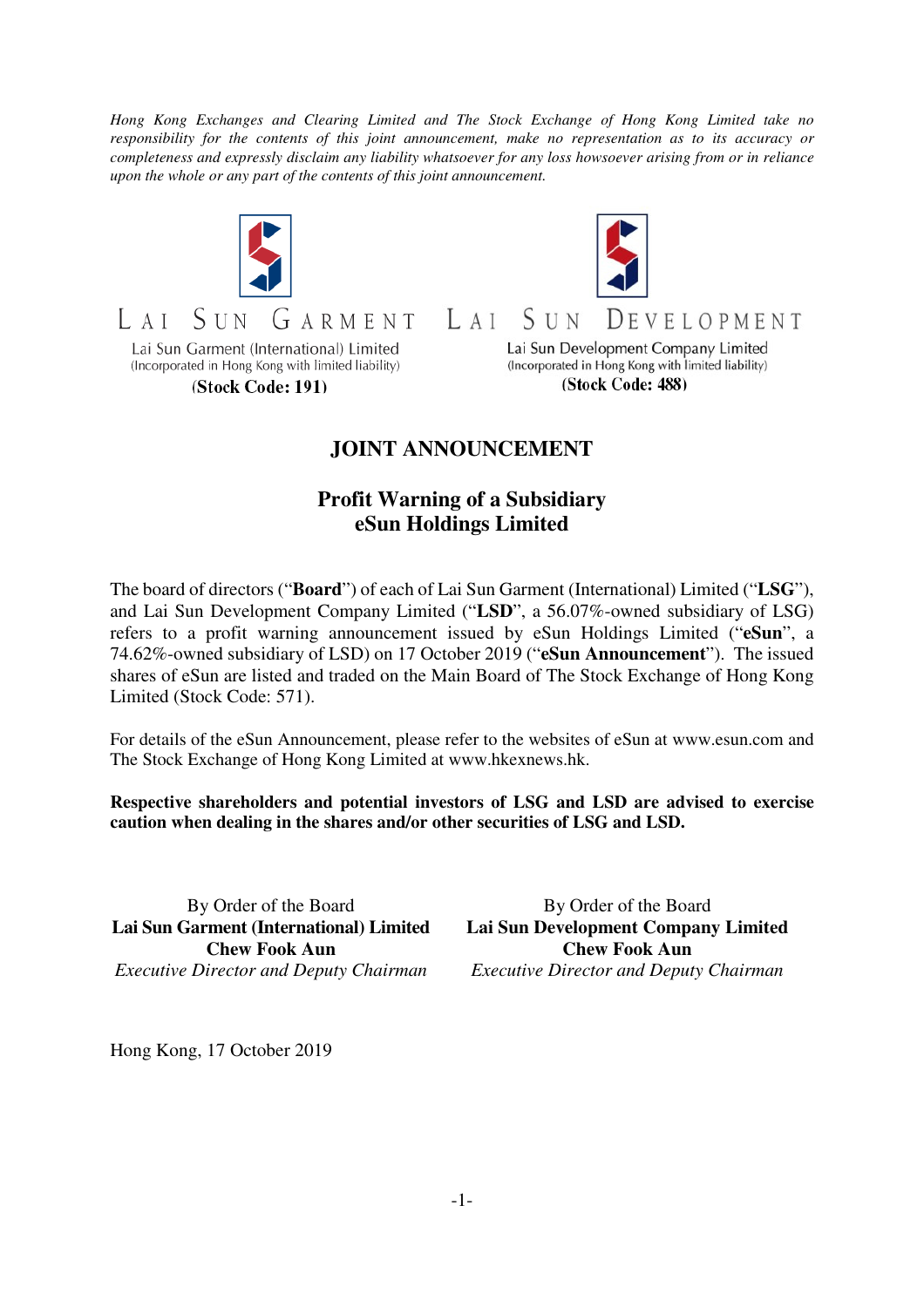*Hong Kong Exchanges and Clearing Limited and The Stock Exchange of Hong Kong Limited take no responsibility for the contents of this joint announcement, make no representation as to its accuracy or completeness and expressly disclaim any liability whatsoever for any loss howsoever arising from or in reliance upon the whole or any part of the contents of this joint announcement.*

| LAI SUN GARMENT | LAI SUN DEVELOPMENT |
|---|---|
| Lai Sun Garment (International) Limited | Lai Sun Development Company Limited |
| (Incorporated in Hong Kong with limited liability) | (Incorporated in Hong Kong with limited liability) |
| **(Stock Code: 191)** | **(Stock Code: 488)** |

# JOINT ANNOUNCEMENT

## Profit Warning of a Subsidiary
## eSun Holdings Limited

The board of directors ("**Board**") of each of Lai Sun Garment (International) Limited ("**LSG**"), and Lai Sun Development Company Limited ("**LSD**", a 56.07%-owned subsidiary of LSG) refers to a profit warning announcement issued by eSun Holdings Limited ("**eSun**", a 74.62%-owned subsidiary of LSD) on 17 October 2019 ("**eSun Announcement**"). The issued shares of eSun are listed and traded on the Main Board of The Stock Exchange of Hong Kong Limited (Stock Code: 571).

For details of the eSun Announcement, please refer to the websites of eSun at www.esun.com and The Stock Exchange of Hong Kong Limited at www.hkexnews.hk.

**Respective shareholders and potential investors of LSG and LSD are advised to exercise caution when dealing in the shares and/or other securities of LSG and LSD.**

| By Order of the Board | By Order of the Board |
|---|---|
| **Lai Sun Garment (International) Limited** | **Lai Sun Development Company Limited** |
| **Chew Fook Aun** | **Chew Fook Aun** |
| *Executive Director and Deputy Chairman* | *Executive Director and Deputy Chairman* |

Hong Kong, 17 October 2019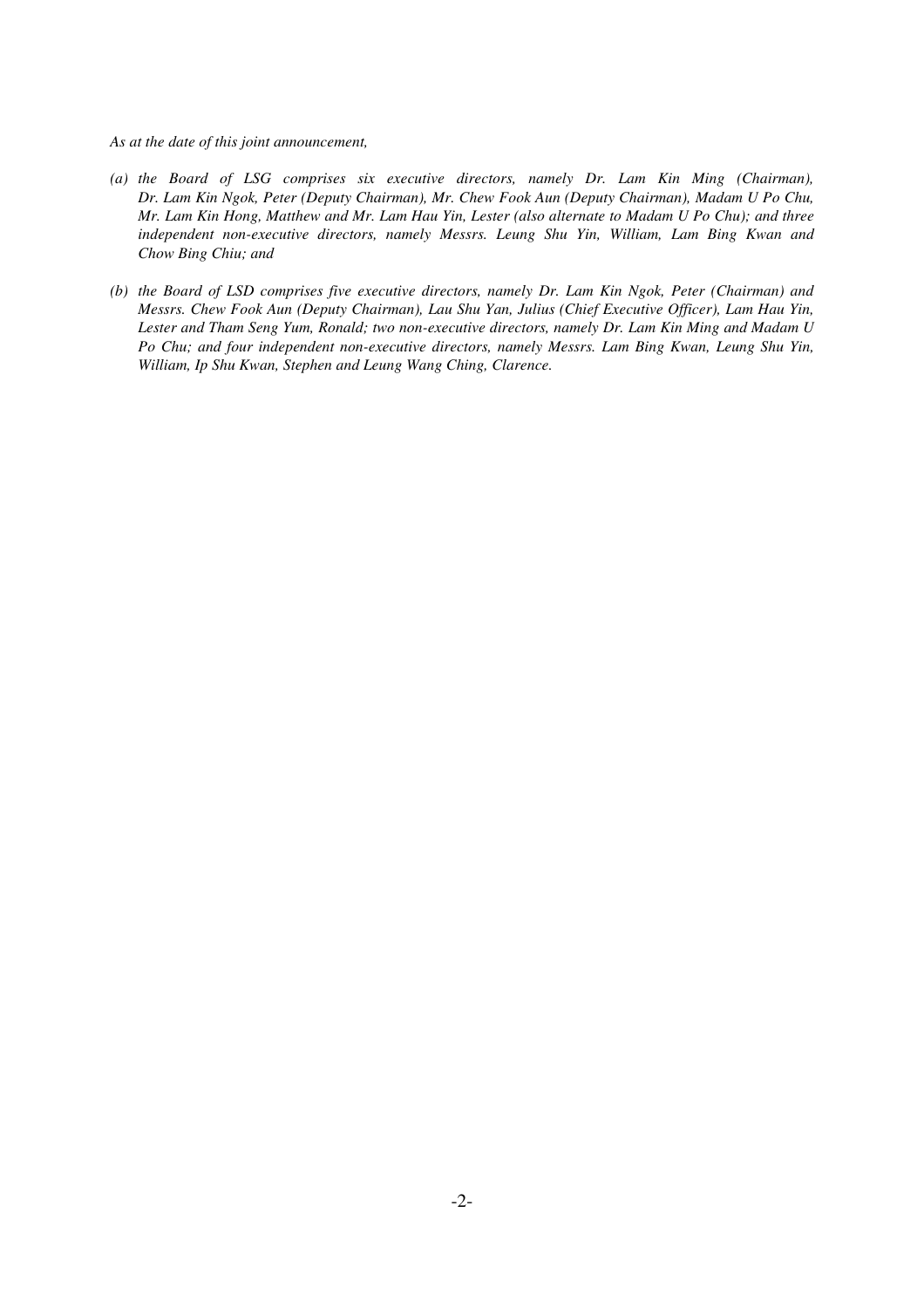*As at the date of this joint announcement,*

*(a) the Board of LSG comprises six executive directors, namely Dr. Lam Kin Ming (Chairman), Dr. Lam Kin Ngok, Peter (Deputy Chairman), Mr. Chew Fook Aun (Deputy Chairman), Madam U Po Chu, Mr. Lam Kin Hong, Matthew and Mr. Lam Hau Yin, Lester (also alternate to Madam U Po Chu); and three independent non-executive directors, namely Messrs. Leung Shu Yin, William, Lam Bing Kwan and Chow Bing Chiu; and*

*(b) the Board of LSD comprises five executive directors, namely Dr. Lam Kin Ngok, Peter (Chairman) and Messrs. Chew Fook Aun (Deputy Chairman), Lau Shu Yan, Julius (Chief Executive Officer), Lam Hau Yin, Lester and Tham Seng Yum, Ronald; two non-executive directors, namely Dr. Lam Kin Ming and Madam U Po Chu; and four independent non-executive directors, namely Messrs. Lam Bing Kwan, Leung Shu Yin, William, Ip Shu Kwan, Stephen and Leung Wang Ching, Clarence.*